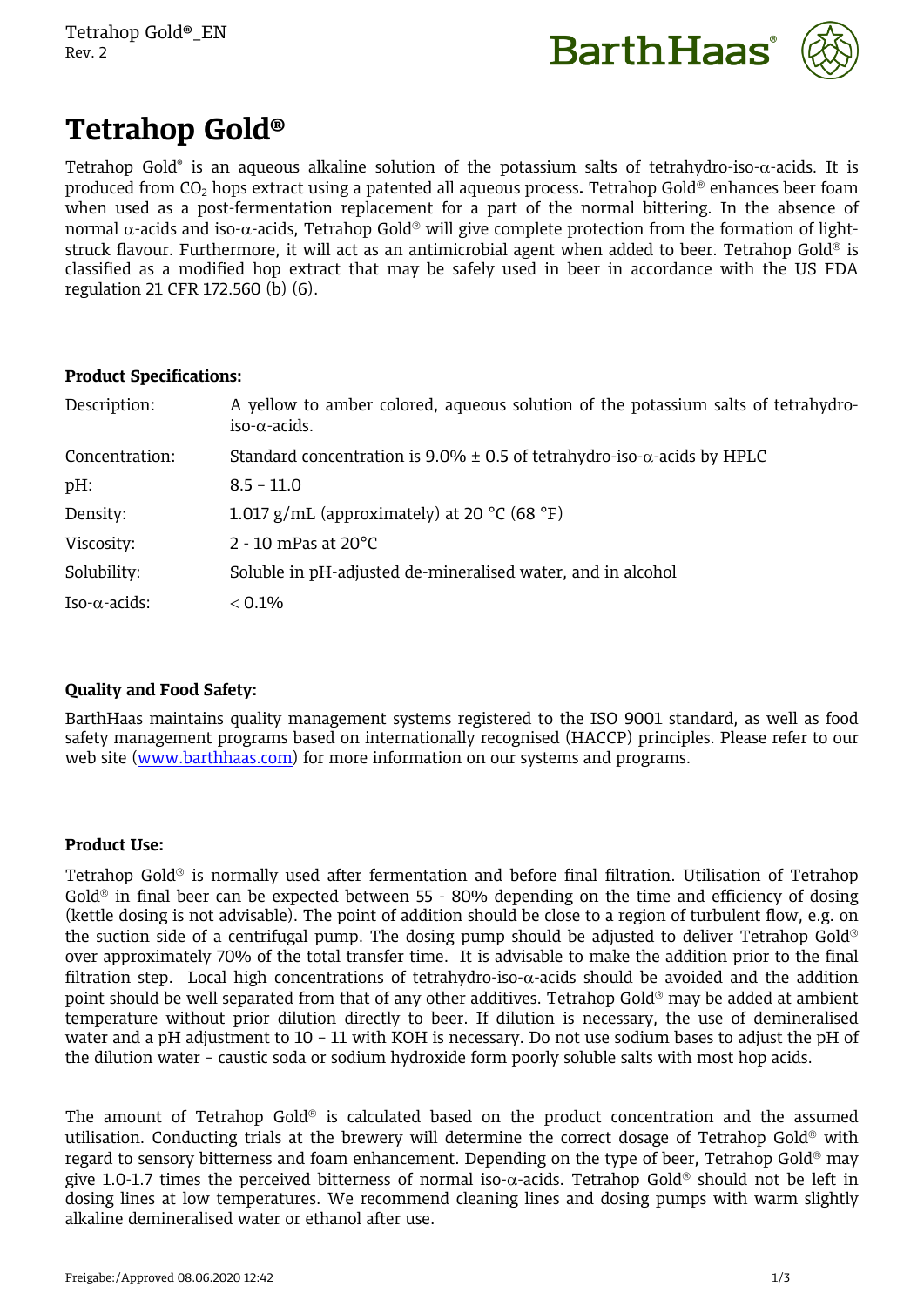# Tetrahop Gold®

Tetrahop Gold® is an aqueous alkaline solution of the potassium salts of tetrahydro-iso-α-acids. It is produced from $CO_2$ hops extract using a patented all aqueous process**.** Tetrahop Gold® enhances beer foam when used as a post-fermentation replacement for a part of the normal bittering. In the absence of normal α-acids and iso-α-acids, Tetrahop Gold® will give complete protection from the formation of light-struck flavour. Furthermore, it will act as an antimicrobial agent when added to beer. Tetrahop Gold® is classified as a modified hop extract that may be safely used in beer in accordance with the US FDA regulation 21 CFR 172.560 (b) (6).

**Product Specifications:**

| | |
|---|---|
| Description: | A yellow to amber colored, aqueous solution of the potassium salts of tetrahydro-iso-α-acids. |
| Concentration: | Standard concentration is 9.0% ± 0.5 of tetrahydro-iso-α-acids by HPLC |
| pH: | 8.5 – 11.0 |
| Density: | 1.017 g/mL (approximately) at 20 °C (68 °F) |
| Viscosity: | 2 - 10 mPas at 20°C |
| Solubility: | Soluble in pH-adjusted de-mineralised water, and in alcohol |
| Iso-α-acids: | < 0.1% |

**Quality and Food Safety:**

BarthHaas maintains quality management systems registered to the ISO 9001 standard, as well as food safety management programs based on internationally recognised (HACCP) principles. Please refer to our web site (www.barthhaas.com) for more information on our systems and programs.

**Product Use:**

Tetrahop Gold® is normally used after fermentation and before final filtration. Utilisation of Tetrahop Gold® in final beer can be expected between 55 - 80% depending on the time and efficiency of dosing (kettle dosing is not advisable). The point of addition should be close to a region of turbulent flow, e.g. on the suction side of a centrifugal pump. The dosing pump should be adjusted to deliver Tetrahop Gold® over approximately 70% of the total transfer time. It is advisable to make the addition prior to the final filtration step. Local high concentrations of tetrahydro-iso-α-acids should be avoided and the addition point should be well separated from that of any other additives. Tetrahop Gold® may be added at ambient temperature without prior dilution directly to beer. If dilution is necessary, the use of demineralised water and a pH adjustment to 10 – 11 with KOH is necessary. Do not use sodium bases to adjust the pH of the dilution water – caustic soda or sodium hydroxide form poorly soluble salts with most hop acids.

The amount of Tetrahop Gold® is calculated based on the product concentration and the assumed utilisation. Conducting trials at the brewery will determine the correct dosage of Tetrahop Gold® with regard to sensory bitterness and foam enhancement. Depending on the type of beer, Tetrahop Gold® may give 1.0-1.7 times the perceived bitterness of normal iso-α-acids. Tetrahop Gold® should not be left in dosing lines at low temperatures. We recommend cleaning lines and dosing pumps with warm slightly alkaline demineralised water or ethanol after use.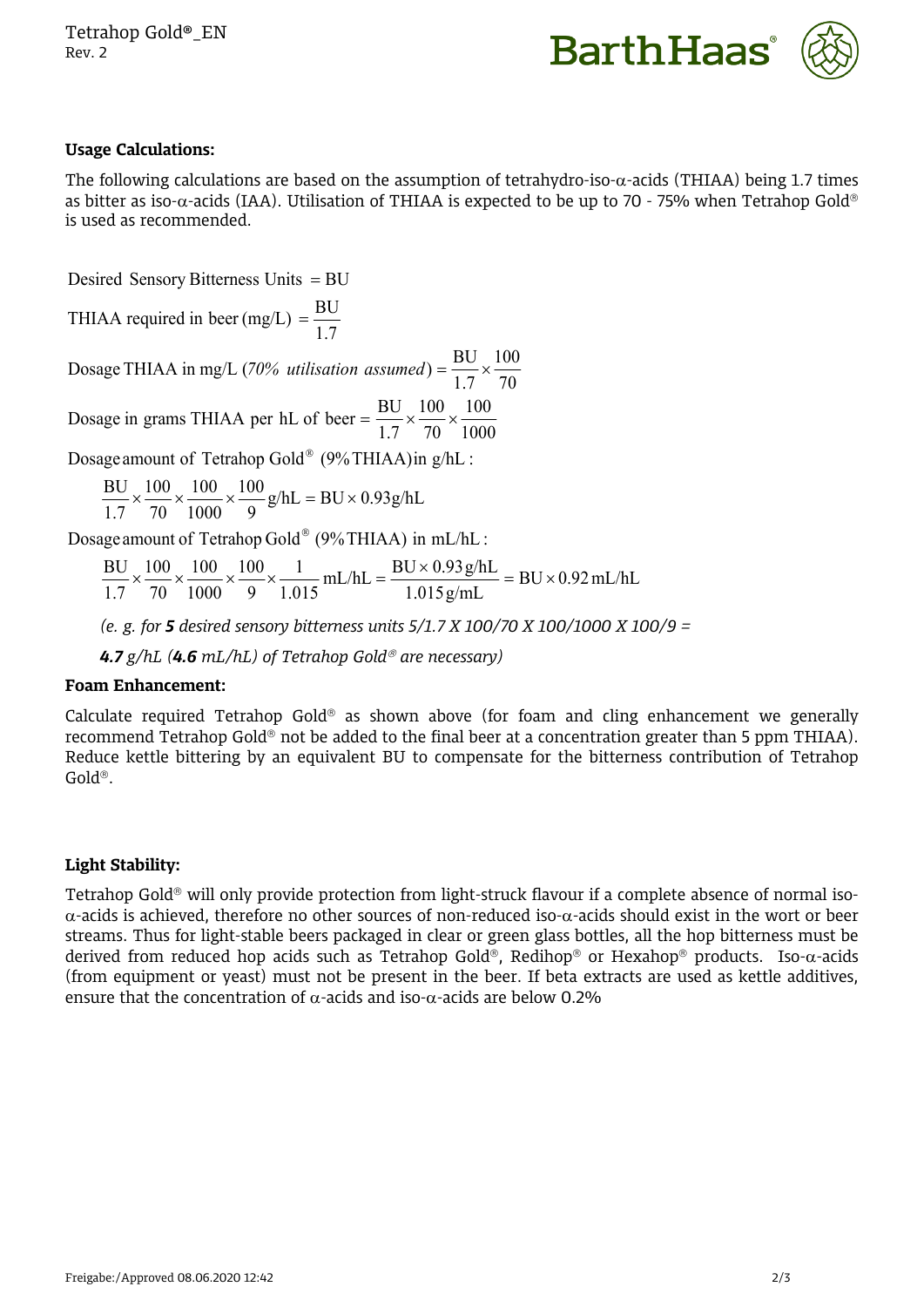### Usage Calculations:

The following calculations are based on the assumption of tetrahydro-iso-α-acids (THIAA) being 1.7 times as bitter as iso-α-acids (IAA). Utilisation of THIAA is expected to be up to 70 - 75% when Tetrahop Gold® is used as recommended.

$$\text{Desired Sensory Bitterness Units} = \text{BU}$$

$$\text{THIAA required in beer (mg/L)} = \frac{\text{BU}}{1.7}$$

$$\text{Dosage THIAA in mg/L } (\textit{70\% utilisation assumed}) = \frac{\text{BU}}{1.7} \times \frac{100}{70}$$

$$\text{Dosage in grams THIAA per hL of beer} = \frac{\text{BU}}{1.7} \times \frac{100}{70} \times \frac{100}{1000}$$

Dosage amount of Tetrahop Gold® (9% THIAA) in g/hL :

$$\frac{\text{BU}}{1.7} \times \frac{100}{70} \times \frac{100}{1000} \times \frac{100}{9}\,\text{g/hL} = \text{BU} \times 0.93\,\text{g/hL}$$

Dosage amount of Tetrahop Gold® (9% THIAA) in mL/hL :

$$\frac{\text{BU}}{1.7} \times \frac{100}{70} \times \frac{100}{1000} \times \frac{100}{9} \times \frac{1}{1.015}\,\text{mL/hL} = \frac{\text{BU} \times 0.93\,\text{g/hL}}{1.015\,\text{g/mL}} = \text{BU} \times 0.92\,\text{mL/hL}$$

*(e. g. for **5** desired sensory bitterness units 5/1.7 X 100/70 X 100/1000 X 100/9 =*

***4.7** g/hL (**4.6** mL/hL) of Tetrahop Gold® are necessary)*

### Foam Enhancement:

Calculate required Tetrahop Gold® as shown above (for foam and cling enhancement we generally recommend Tetrahop Gold® not be added to the final beer at a concentration greater than 5 ppm THIAA). Reduce kettle bittering by an equivalent BU to compensate for the bitterness contribution of Tetrahop Gold®.

### Light Stability:

Tetrahop Gold® will only provide protection from light-struck flavour if a complete absence of normal iso-α-acids is achieved, therefore no other sources of non-reduced iso-α-acids should exist in the wort or beer streams. Thus for light-stable beers packaged in clear or green glass bottles, all the hop bitterness must be derived from reduced hop acids such as Tetrahop Gold®, Redihop® or Hexahop® products. Iso-α-acids (from equipment or yeast) must not be present in the beer. If beta extracts are used as kettle additives, ensure that the concentration of α-acids and iso-α-acids are below 0.2%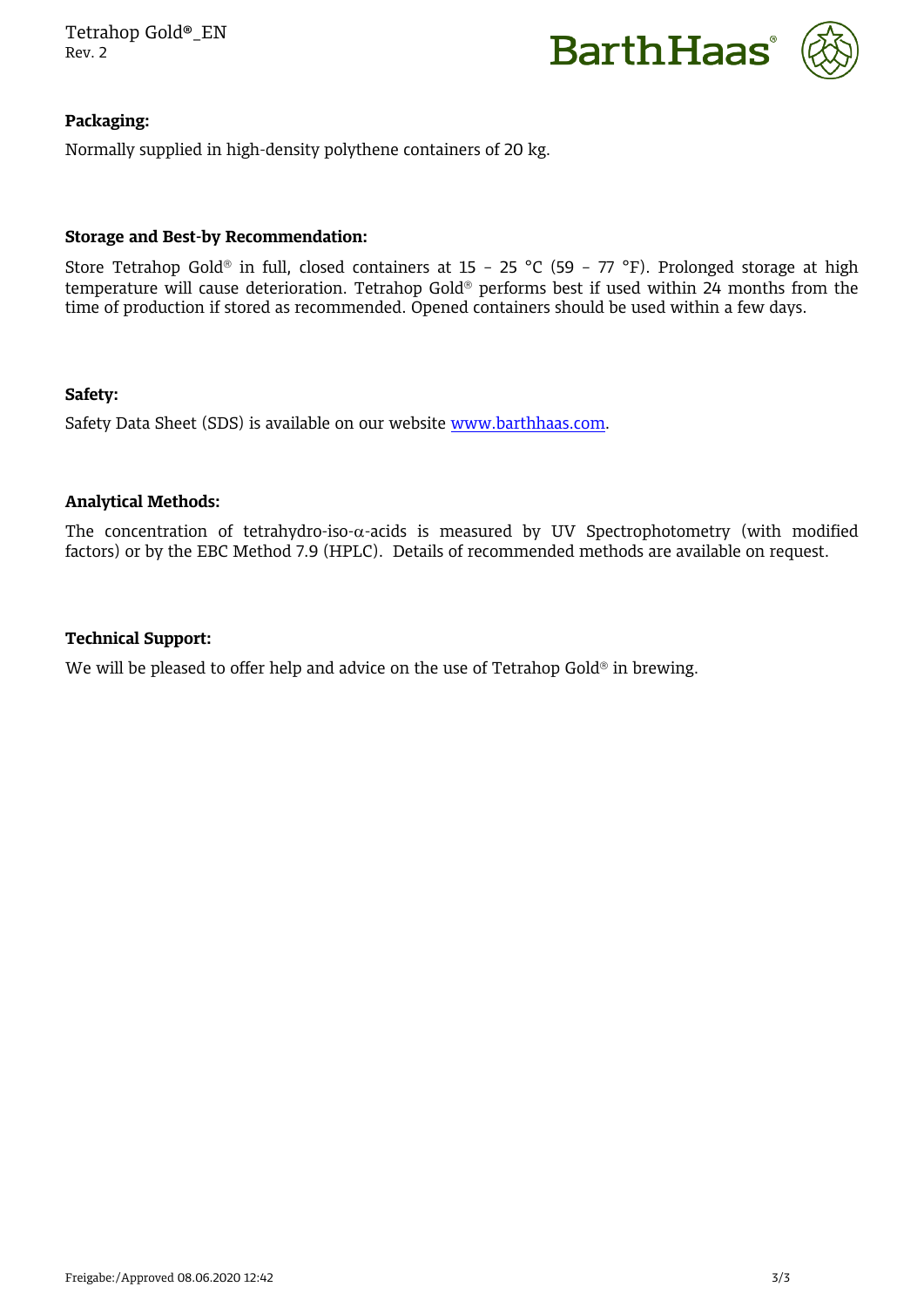**Packaging:**

Normally supplied in high-density polythene containers of 20 kg.

**Storage and Best-by Recommendation:**

Store Tetrahop Gold® in full, closed containers at 15 – 25 °C (59 – 77 °F). Prolonged storage at high temperature will cause deterioration. Tetrahop Gold® performs best if used within 24 months from the time of production if stored as recommended. Opened containers should be used within a few days.

**Safety:**

Safety Data Sheet (SDS) is available on our website [www.barthhaas.com](http://www.barthhaas.com).

**Analytical Methods:**

The concentration of tetrahydro-iso-$\alpha$-acids is measured by UV Spectrophotometry (with modified factors) or by the EBC Method 7.9 (HPLC). Details of recommended methods are available on request.

**Technical Support:**

We will be pleased to offer help and advice on the use of Tetrahop Gold® in brewing.